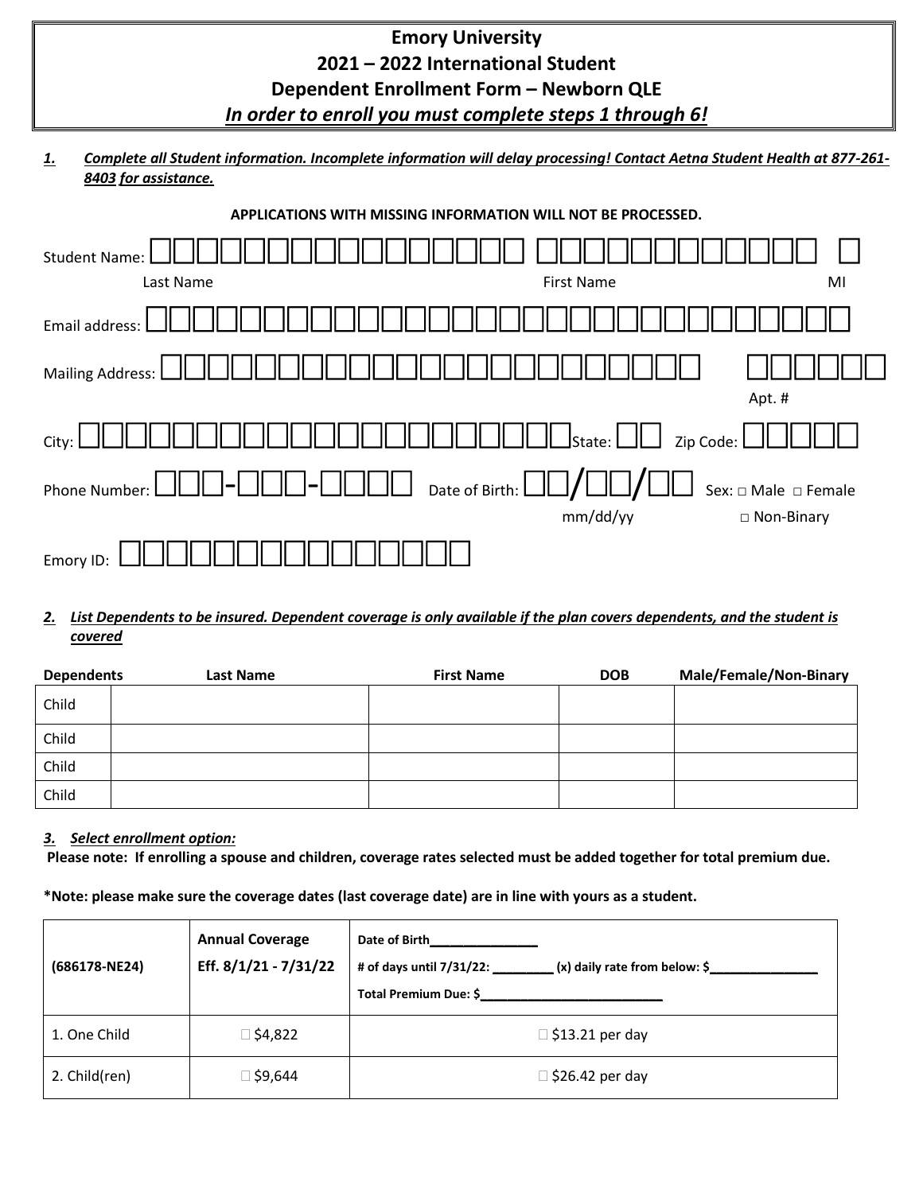# Emory University
## 2021 – 2022 International Student
## Dependent Enrollment Form – Newborn QLE
### ***In order to enroll you must complete steps 1 through 6!***

***1. Complete all Student information. Incomplete information will delay processing! Contact Aetna Student Health at 877-261-8403 for assistance.***

**APPLICATIONS WITH MISSING INFORMATION WILL NOT BE PROCESSED.**

Student Name: ☐☐☐☐☐☐☐☐☐☐☐☐☐☐☐☐☐ ☐☐☐☐☐☐☐☐☐☐☐☐☐ ☐
Last Name First Name MI

Email address: ☐☐☐☐☐☐☐☐☐☐☐☐☐☐☐☐☐☐☐☐☐☐☐☐☐☐☐☐☐☐☐

Mailing Address: ☐☐☐☐☐☐☐☐☐☐☐☐☐☐☐☐☐☐☐☐☐☐☐☐ ☐☐☐☐☐☐
Apt. #

City: ☐☐☐☐☐☐☐☐☐☐☐☐☐☐☐☐☐☐☐☐☐☐☐☐ State: ☐☐ Zip Code: ☐☐☐☐☐

Phone Number: ☐☐☐-☐☐☐-☐☐☐☐ Date of Birth: ☐☐/☐☐/☐☐ (mm/dd/yy) Sex: □ Male □ Female □ Non-Binary

Emory ID: ☐☐☐☐☐☐☐☐☐☐☐☐☐☐☐☐

***2. List Dependents to be insured. Dependent coverage is only available if the plan covers dependents, and the student is covered***

| Dependents | Last Name | First Name | DOB | Male/Female/Non-Binary |
|---|---|---|---|---|
| Child | | | | |
| Child | | | | |
| Child | | | | |
| Child | | | | |

***3. Select enrollment option:***

**Please note: If enrolling a spouse and children, coverage rates selected must be added together for total premium due.**

**\*Note: please make sure the coverage dates (last coverage date) are in line with yours as a student.**

| (686178-NE24) | Annual Coverage Eff. 8/1/21 - 7/31/22 | Date of Birth______________ # of days until 7/31/22: ________ (x) daily rate from below: $______________ Total Premium Due: $________________________ |
|---|---|---|
| 1. One Child | ☐ $4,822 | ☐ $13.21 per day |
| 2. Child(ren) | ☐ $9,644 | ☐ $26.42 per day |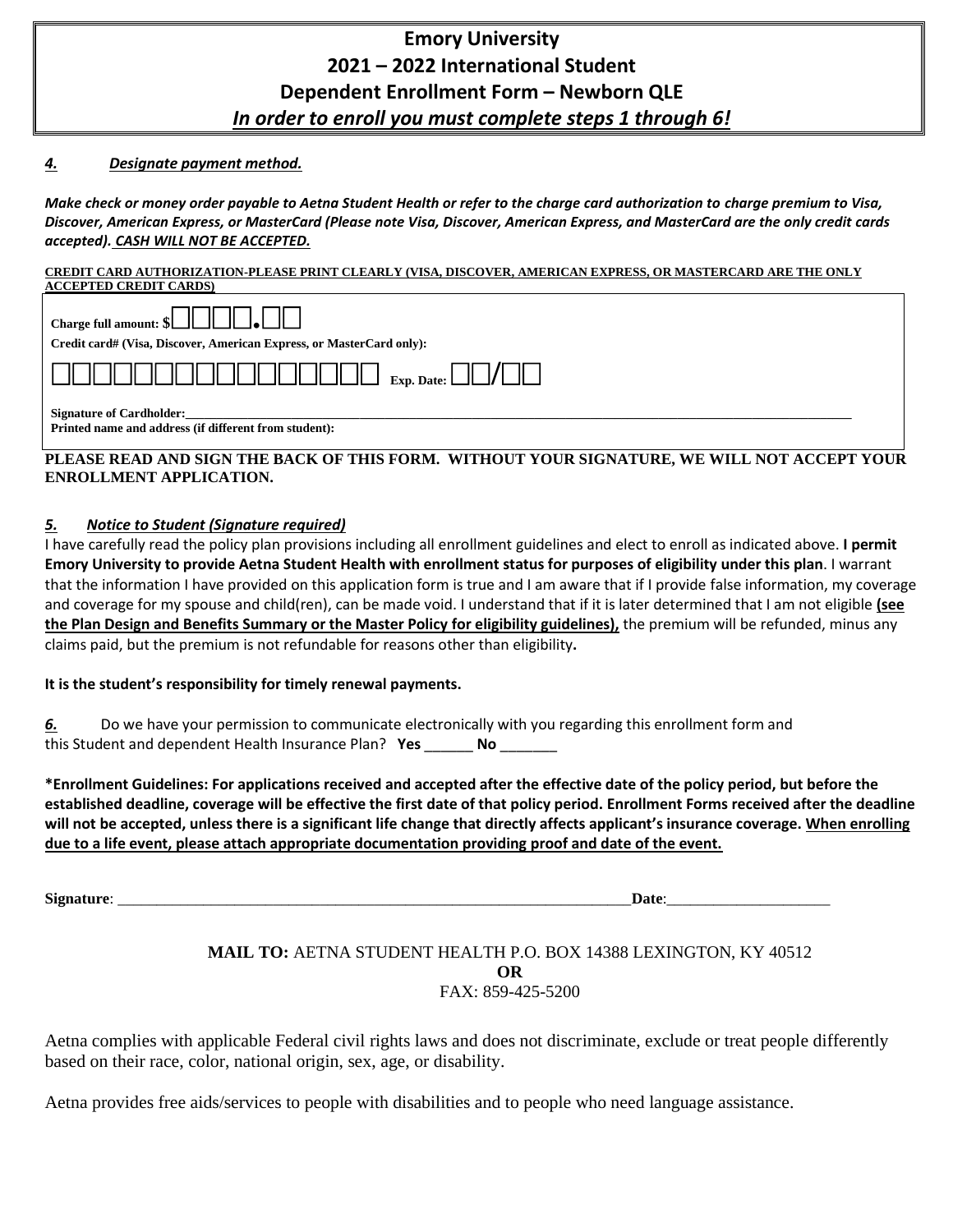# Emory University
# 2021 – 2022 International Student
# Dependent Enrollment Form – Newborn QLE
## *In order to enroll you must complete steps 1 through 6!*

***4. Designate payment method.***

***Make check or money order payable to Aetna Student Health or refer to the charge card authorization to charge premium to Visa, Discover, American Express, or MasterCard (Please note Visa, Discover, American Express, and MasterCard are the only credit cards accepted). CASH WILL NOT BE ACCEPTED.***

**CREDIT CARD AUTHORIZATION-PLEASE PRINT CLEARLY (VISA, DISCOVER, AMERICAN EXPRESS, OR MASTERCARD ARE THE ONLY ACCEPTED CREDIT CARDS)**

**Charge full amount: $**☐☐☐☐.☐☐

**Credit card# (Visa, Discover, American Express, or MasterCard only):**

☐☐☐☐☐☐☐☐☐☐☐☐☐☐☐☐ **Exp. Date:** ☐☐/☐☐

**Signature of Cardholder:**________________________________________________

**Printed name and address (if different from student):**

**PLEASE READ AND SIGN THE BACK OF THIS FORM. WITHOUT YOUR SIGNATURE, WE WILL NOT ACCEPT YOUR ENROLLMENT APPLICATION.**

***5. Notice to Student (Signature required)***

I have carefully read the policy plan provisions including all enrollment guidelines and elect to enroll as indicated above. **I permit Emory University to provide Aetna Student Health with enrollment status for purposes of eligibility under this plan**. I warrant that the information I have provided on this application form is true and I am aware that if I provide false information, my coverage and coverage for my spouse and child(ren), can be made void. I understand that if it is later determined that I am not eligible **(see the Plan Design and Benefits Summary or the Master Policy for eligibility guidelines),** the premium will be refunded, minus any claims paid, but the premium is not refundable for reasons other than eligibility**.**

**It is the student's responsibility for timely renewal payments.**

***6.*** Do we have your permission to communicate electronically with you regarding this enrollment form and this Student and dependent Health Insurance Plan? **Yes** ______ **No** _______

**\*Enrollment Guidelines: For applications received and accepted after the effective date of the policy period, but before the established deadline, coverage will be effective the first date of that policy period. Enrollment Forms received after the deadline will not be accepted, unless there is a significant life change that directly affects applicant's insurance coverage. When enrolling due to a life event, please attach appropriate documentation providing proof and date of the event.**

**Signature**: ______________________________________________________ **Date**:____________________

**MAIL TO:** AETNA STUDENT HEALTH P.O. BOX 14388 LEXINGTON, KY 40512
**OR**
FAX: 859-425-5200

Aetna complies with applicable Federal civil rights laws and does not discriminate, exclude or treat people differently based on their race, color, national origin, sex, age, or disability.

Aetna provides free aids/services to people with disabilities and to people who need language assistance.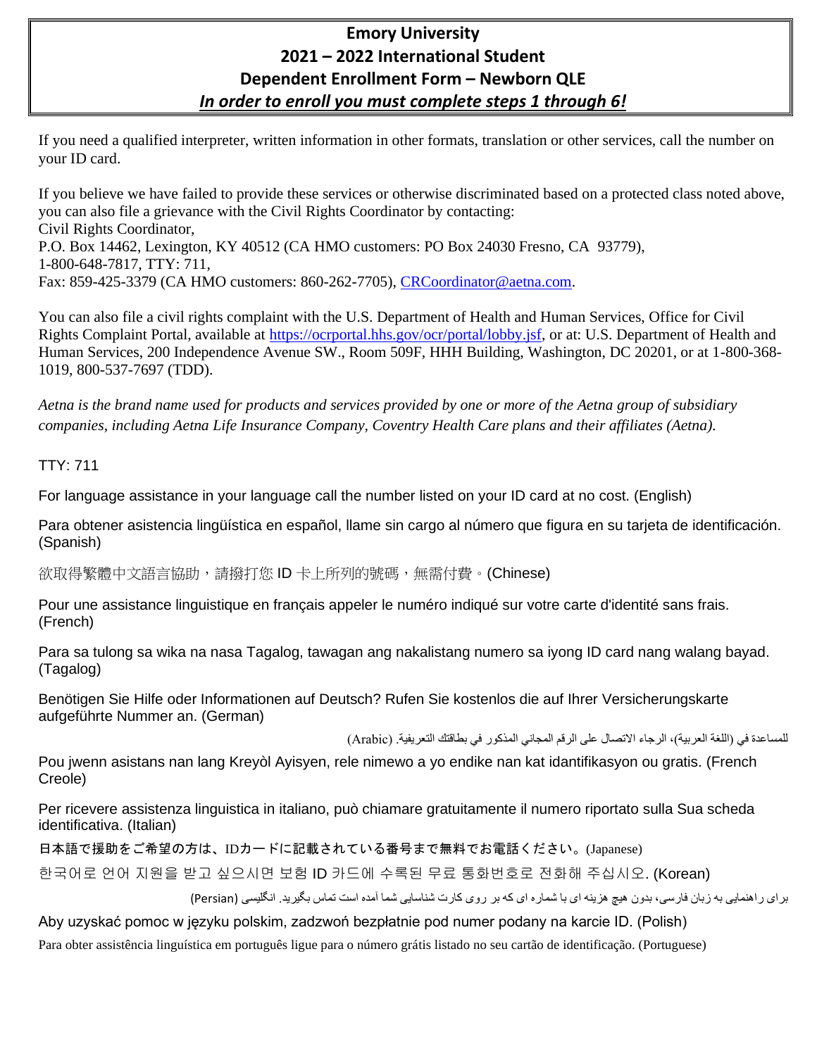# Emory University
## 2021 – 2022 International Student
## Dependent Enrollment Form – Newborn QLE
***In order to enroll you must complete steps 1 through 6!***

If you need a qualified interpreter, written information in other formats, translation or other services, call the number on your ID card.

If you believe we have failed to provide these services or otherwise discriminated based on a protected class noted above, you can also file a grievance with the Civil Rights Coordinator by contacting:
Civil Rights Coordinator,
P.O. Box 14462, Lexington, KY 40512 (CA HMO customers: PO Box 24030 Fresno, CA 93779),
1-800-648-7817, TTY: 711,
Fax: 859-425-3379 (CA HMO customers: 860-262-7705), CRCoordinator@aetna.com.

You can also file a civil rights complaint with the U.S. Department of Health and Human Services, Office for Civil Rights Complaint Portal, available at https://ocrportal.hhs.gov/ocr/portal/lobby.jsf, or at: U.S. Department of Health and Human Services, 200 Independence Avenue SW., Room 509F, HHH Building, Washington, DC 20201, or at 1-800-368-1019, 800-537-7697 (TDD).

*Aetna is the brand name used for products and services provided by one or more of the Aetna group of subsidiary companies, including Aetna Life Insurance Company, Coventry Health Care plans and their affiliates (Aetna).*

TTY: 711

For language assistance in your language call the number listed on your ID card at no cost. (English)

Para obtener asistencia lingüística en español, llame sin cargo al número que figura en su tarjeta de identificación. (Spanish)

欲取得繁體中文語言協助，請撥打您 ID 卡上所列的號碼，無需付費。(Chinese)

Pour une assistance linguistique en français appeler le numéro indiqué sur votre carte d'identité sans frais. (French)

Para sa tulong sa wika na nasa Tagalog, tawagan ang nakalistang numero sa iyong ID card nang walang bayad. (Tagalog)

Benötigen Sie Hilfe oder Informationen auf Deutsch? Rufen Sie kostenlos die auf Ihrer Versicherungskarte aufgeführte Nummer an. (German)

للمساعدة في (اللغة العربية)، الرجاء الاتصال على الرقم المجاني المذكور في بطاقتك التعريفية. (Arabic)

Pou jwenn asistans nan lang Kreyòl Ayisyen, rele nimewo a yo endike nan kat idantifikasyon ou gratis. (French Creole)

Per ricevere assistenza linguistica in italiano, può chiamare gratuitamente il numero riportato sulla Sua scheda identificativa. (Italian)

日本語で援助をご希望の方は、IDカードに記載されている番号まで無料でお電話ください。(Japanese)

한국어로 언어 지원을 받고 싶으시면 보험 ID 카드에 수록된 무료 통화번호로 전화해 주십시오. (Korean)

برای راهنمایی به زبان فارسی، بدون هیچ هزینه ای با شماره ای که بر روی کارت شناسایی شما آمده است تماس بگیرید. انگلیسی (Persian)

Aby uzyskać pomoc w języku polskim, zadzwoń bezpłatnie pod numer podany na karcie ID. (Polish)

Para obter assistência linguística em português ligue para o número grátis listado no seu cartão de identificação. (Portuguese)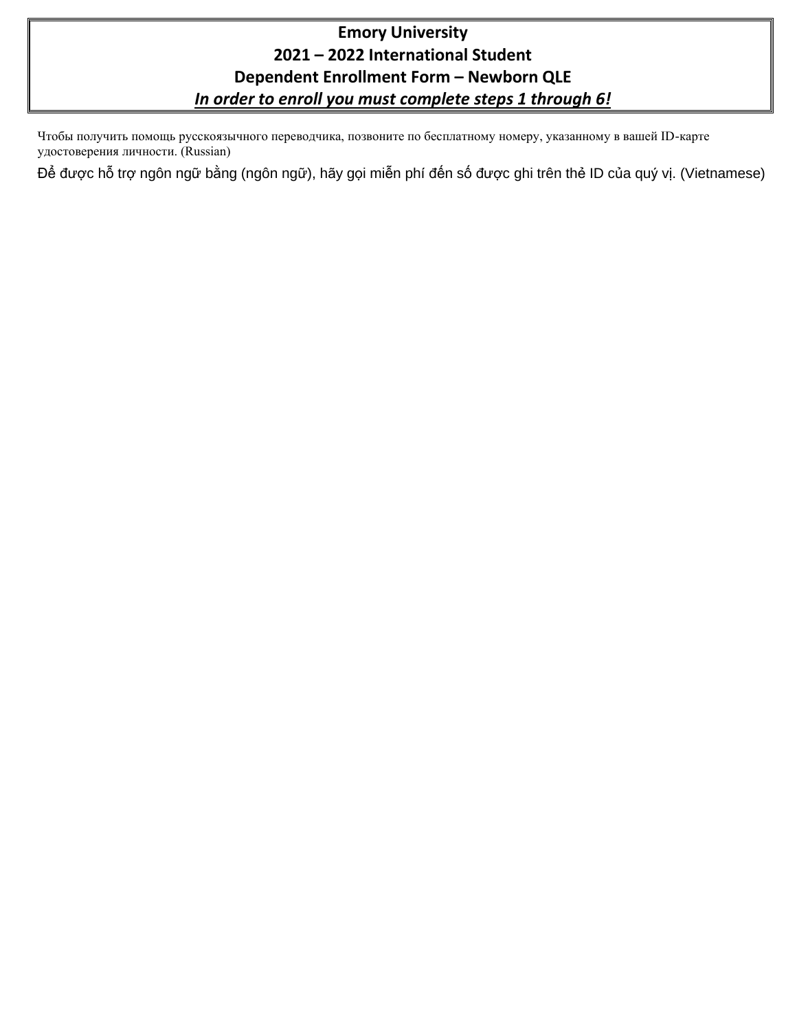# Emory University
## 2021 – 2022 International Student
## Dependent Enrollment Form – Newborn QLE
***In order to enroll you must complete steps 1 through 6!***

Чтобы получить помощь русскоязычного переводчика, позвоните по бесплатному номеру, указанному в вашей ID-карте удостоверения личности. (Russian)

Để được hỗ trợ ngôn ngữ bằng (ngôn ngữ), hãy gọi miễn phí đến số được ghi trên thẻ ID của quý vị. (Vietnamese)